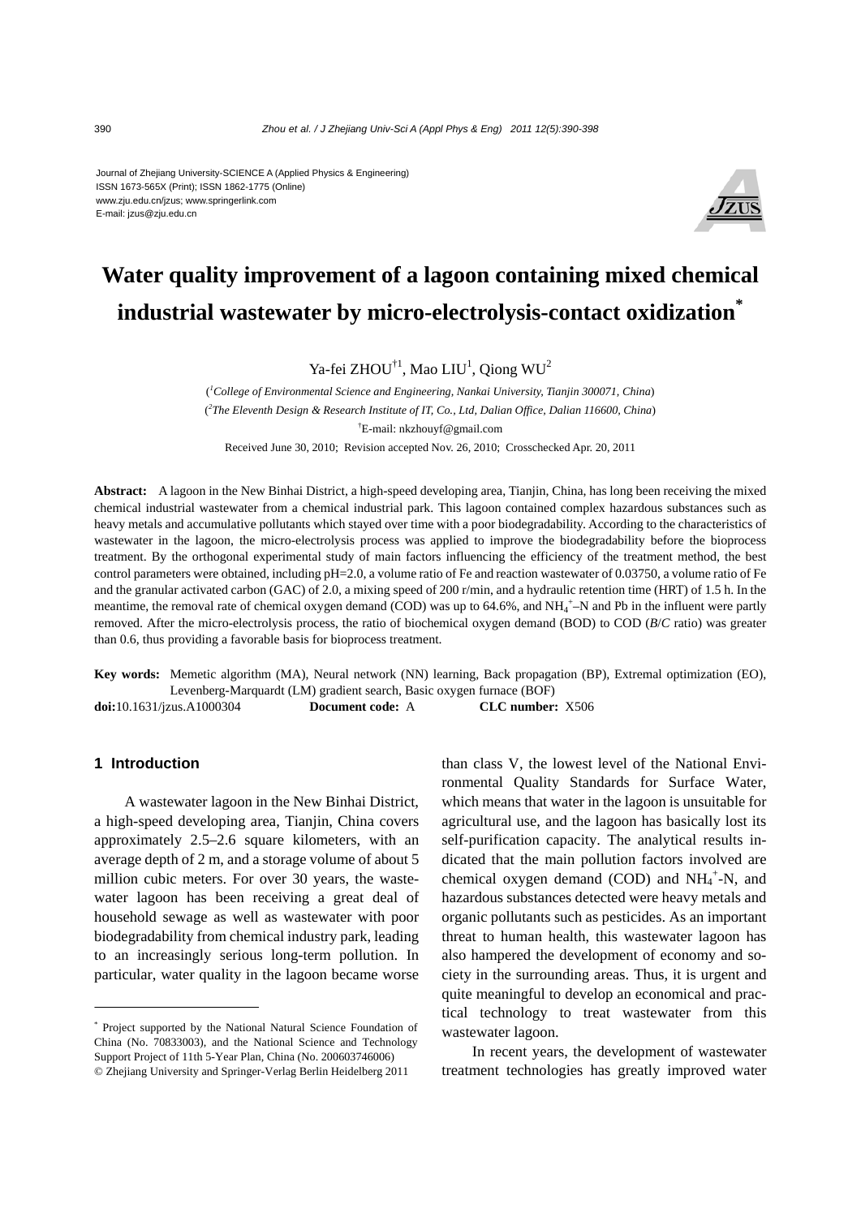Journal of Zhejiang University-SCIENCE A (Applied Physics & Engineering)
ISSN 1673-565X (Print); ISSN 1862-1775 (Online)
www.zju.edu.cn/jzus; www.springerlink.com
E-mail: jzus@zju.edu.cn

# Water quality improvement of a lagoon containing mixed chemical industrial wastewater by micro-electrolysis-contact oxidization*

Ya-fei ZHOU†1, Mao LIU[1], Qiong WU[2]

([1]*College of Environmental Science and Engineering, Nankai University, Tianjin 300071, China*)

([2]*The Eleventh Design & Research Institute of IT, Co., Ltd, Dalian Office, Dalian 116600, China*)

†E-mail: nkzhouyf@gmail.com

Received June 30, 2010; Revision accepted Nov. 26, 2010; Crosschecked Apr. 20, 2011

**Abstract:** A lagoon in the New Binhai District, a high-speed developing area, Tianjin, China, has long been receiving the mixed chemical industrial wastewater from a chemical industrial park. This lagoon contained complex hazardous substances such as heavy metals and accumulative pollutants which stayed over time with a poor biodegradability. According to the characteristics of wastewater in the lagoon, the micro-electrolysis process was applied to improve the biodegradability before the bioprocess treatment. By the orthogonal experimental study of main factors influencing the efficiency of the treatment method, the best control parameters were obtained, including pH=2.0, a volume ratio of Fe and reaction wastewater of 0.03750, a volume ratio of Fe and the granular activated carbon (GAC) of 2.0, a mixing speed of 200 r/min, and a hydraulic retention time (HRT) of 1.5 h. In the meantime, the removal rate of chemical oxygen demand (COD) was up to 64.6%, and $NH_4^+$–N and Pb in the influent were partly removed. After the micro-electrolysis process, the ratio of biochemical oxygen demand (BOD) to COD (*B*/*C* ratio) was greater than 0.6, thus providing a favorable basis for bioprocess treatment.

**Key words:** Memetic algorithm (MA), Neural network (NN) learning, Back propagation (BP), Extremal optimization (EO), Levenberg-Marquardt (LM) gradient search, Basic oxygen furnace (BOF)

**doi:**10.1631/jzus.A1000304 **Document code:** A **CLC number:** X506

## 1 Introduction

A wastewater lagoon in the New Binhai District, a high-speed developing area, Tianjin, China covers approximately 2.5–2.6 square kilometers, with an average depth of 2 m, and a storage volume of about 5 million cubic meters. For over 30 years, the wastewater lagoon has been receiving a great deal of household sewage as well as wastewater with poor biodegradability from chemical industry park, leading to an increasingly serious long-term pollution. In particular, water quality in the lagoon became worse than class V, the lowest level of the National Environmental Quality Standards for Surface Water, which means that water in the lagoon is unsuitable for agricultural use, and the lagoon has basically lost its self-purification capacity. The analytical results indicated that the main pollution factors involved are chemical oxygen demand (COD) and $NH_4^+$-N, and hazardous substances detected were heavy metals and organic pollutants such as pesticides. As an important threat to human health, this wastewater lagoon has also hampered the development of economy and society in the surrounding areas. Thus, it is urgent and quite meaningful to develop an economical and practical technology to treat wastewater from this wastewater lagoon.

In recent years, the development of wastewater treatment technologies has greatly improved water

---

* Project supported by the National Natural Science Foundation of China (No. 70833003), and the National Science and Technology Support Project of 11th 5-Year Plan, China (No. 200603746006)

© Zhejiang University and Springer-Verlag Berlin Heidelberg 2011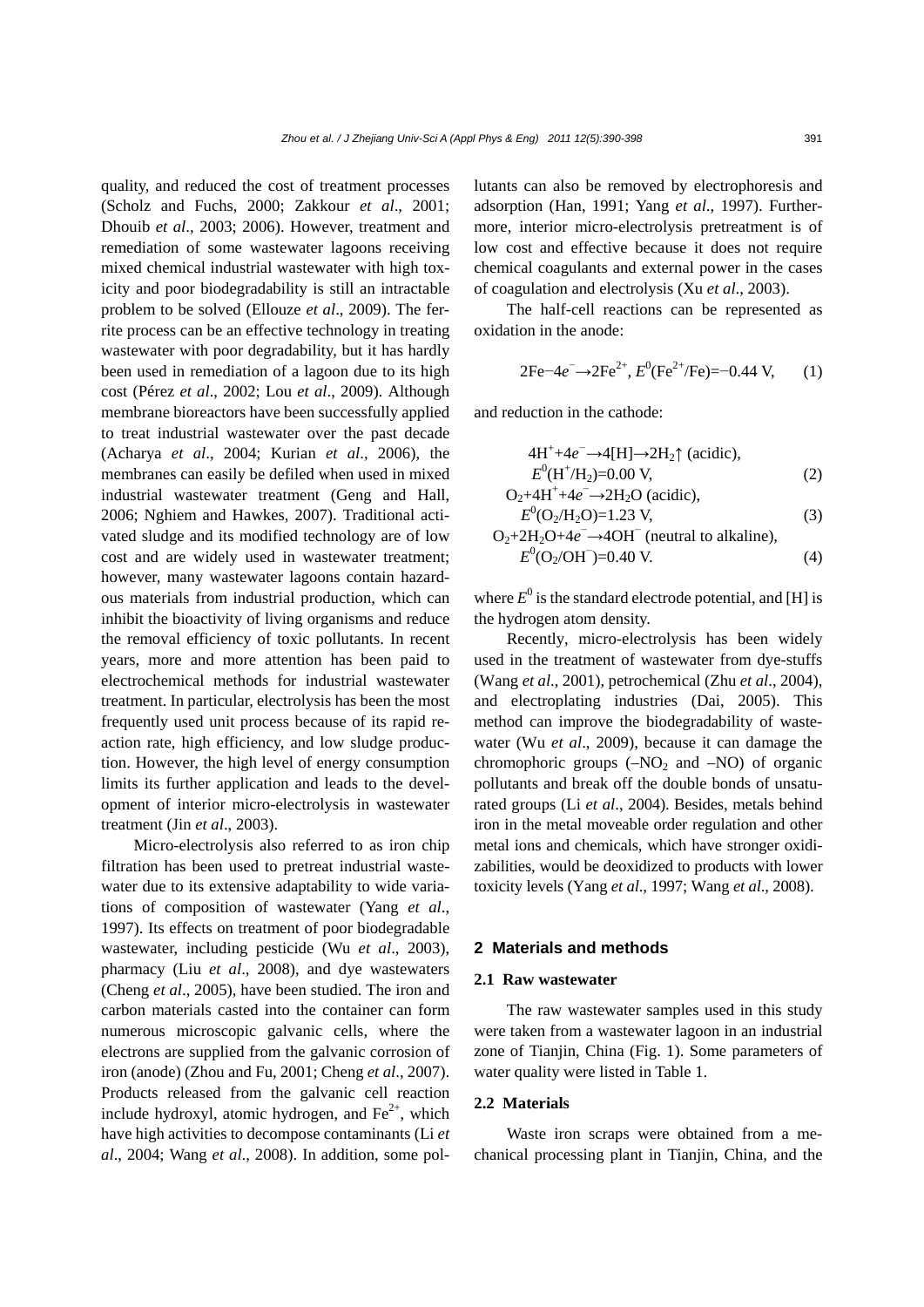quality, and reduced the cost of treatment processes (Scholz and Fuchs, 2000; Zakkour *et al*., 2001; Dhouib *et al*., 2003; 2006). However, treatment and remediation of some wastewater lagoons receiving mixed chemical industrial wastewater with high toxicity and poor biodegradability is still an intractable problem to be solved (Ellouze *et al*., 2009). The ferrite process can be an effective technology in treating wastewater with poor degradability, but it has hardly been used in remediation of a lagoon due to its high cost (Pérez *et al*., 2002; Lou *et al*., 2009). Although membrane bioreactors have been successfully applied to treat industrial wastewater over the past decade (Acharya *et al*., 2004; Kurian *et al*., 2006), the membranes can easily be defiled when used in mixed industrial wastewater treatment (Geng and Hall, 2006; Nghiem and Hawkes, 2007). Traditional activated sludge and its modified technology are of low cost and are widely used in wastewater treatment; however, many wastewater lagoons contain hazardous materials from industrial production, which can inhibit the bioactivity of living organisms and reduce the removal efficiency of toxic pollutants. In recent years, more and more attention has been paid to electrochemical methods for industrial wastewater treatment. In particular, electrolysis has been the most frequently used unit process because of its rapid reaction rate, high efficiency, and low sludge production. However, the high level of energy consumption limits its further application and leads to the development of interior micro-electrolysis in wastewater treatment (Jin *et al*., 2003).

Micro-electrolysis also referred to as iron chip filtration has been used to pretreat industrial wastewater due to its extensive adaptability to wide variations of composition of wastewater (Yang *et al*., 1997). Its effects on treatment of poor biodegradable wastewater, including pesticide (Wu *et al*., 2003), pharmacy (Liu *et al*., 2008), and dye wastewaters (Cheng *et al*., 2005), have been studied. The iron and carbon materials casted into the container can form numerous microscopic galvanic cells, where the electrons are supplied from the galvanic corrosion of iron (anode) (Zhou and Fu, 2001; Cheng *et al*., 2007). Products released from the galvanic cell reaction include hydroxyl, atomic hydrogen, and $Fe^{2+}$, which have high activities to decompose contaminants (Li *et al*., 2004; Wang *et al*., 2008). In addition, some pollutants can also be removed by electrophoresis and adsorption (Han, 1991; Yang *et al*., 1997). Furthermore, interior micro-electrolysis pretreatment is of low cost and effective because it does not require chemical coagulants and external power in the cases of coagulation and electrolysis (Xu *et al*., 2003).

The half-cell reactions can be represented as oxidation in the anode:

$$2\mathrm{Fe}-4e^{-}\rightarrow 2\mathrm{Fe}^{2+},\ E^{0}(\mathrm{Fe}^{2+}/\mathrm{Fe})=-0.44\ \mathrm{V}, \tag{1}$$

and reduction in the cathode:

$$4\mathrm{H}^{+}+4e^{-}\rightarrow 4[\mathrm{H}]\rightarrow 2\mathrm{H}_2\uparrow\ \text{(acidic)},\quad E^{0}(\mathrm{H}^{+}/\mathrm{H}_2)=0.00\ \mathrm{V}, \tag{2}$$

$$\mathrm{O}_2+4\mathrm{H}^{+}+4e^{-}\rightarrow 2\mathrm{H}_2\mathrm{O}\ \text{(acidic)},\quad E^{0}(\mathrm{O}_2/\mathrm{H}_2\mathrm{O})=1.23\ \mathrm{V}, \tag{3}$$

$$\mathrm{O}_2+2\mathrm{H}_2\mathrm{O}+4e^{-}\rightarrow 4\mathrm{OH}^{-}\ \text{(neutral to alkaline)},\quad E^{0}(\mathrm{O}_2/\mathrm{OH}^{-})=0.40\ \mathrm{V}. \tag{4}$$

where $E^0$ is the standard electrode potential, and [H] is the hydrogen atom density.

Recently, micro-electrolysis has been widely used in the treatment of wastewater from dye-stuffs (Wang *et al*., 2001), petrochemical (Zhu *et al*., 2004), and electroplating industries (Dai, 2005). This method can improve the biodegradability of wastewater (Wu *et al*., 2009), because it can damage the chromophoric groups ($-NO_2$ and $-NO$) of organic pollutants and break off the double bonds of unsaturated groups (Li *et al*., 2004). Besides, metals behind iron in the metal moveable order regulation and other metal ions and chemicals, which have stronger oxidizabilities, would be deoxidized to products with lower toxicity levels (Yang *et al*., 1997; Wang *et al*., 2008).

## 2 Materials and methods

### 2.1 Raw wastewater

The raw wastewater samples used in this study were taken from a wastewater lagoon in an industrial zone of Tianjin, China (Fig. 1). Some parameters of water quality were listed in Table 1.

### 2.2 Materials

Waste iron scraps were obtained from a mechanical processing plant in Tianjin, China, and the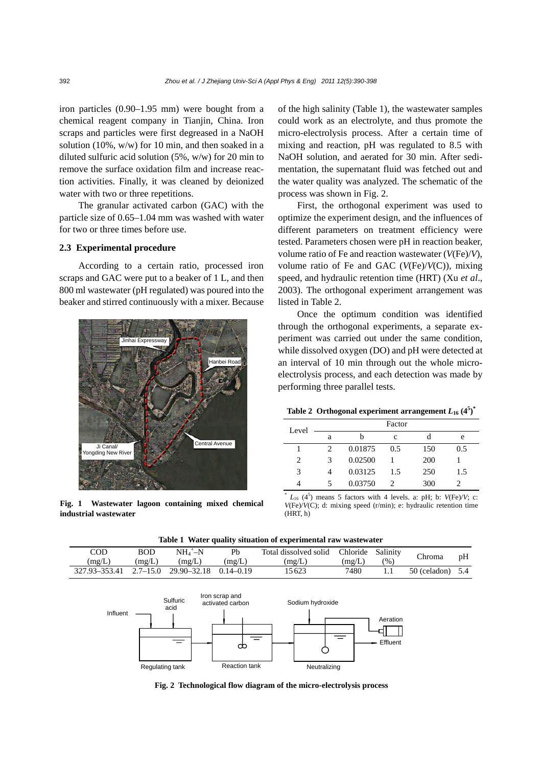iron particles (0.90–1.95 mm) were bought from a chemical reagent company in Tianjin, China. Iron scraps and particles were first degreased in a NaOH solution (10%, w/w) for 10 min, and then soaked in a diluted sulfuric acid solution (5%, w/w) for 20 min to remove the surface oxidation film and increase reaction activities. Finally, it was cleaned by deionized water with two or three repetitions.

The granular activated carbon (GAC) with the particle size of 0.65–1.04 mm was washed with water for two or three times before use.

### 2.3 Experimental procedure

According to a certain ratio, processed iron scraps and GAC were put to a beaker of 1 L, and then 800 ml wastewater (pH regulated) was poured into the beaker and stirred continuously with a mixer. Because of the high salinity (Table 1), the wastewater samples could work as an electrolyte, and thus promote the micro-electrolysis process. After a certain time of mixing and reaction, pH was regulated to 8.5 with NaOH solution, and aerated for 30 min. After sedimentation, the supernatant fluid was fetched out and the water quality was analyzed. The schematic of the process was shown in Fig. 2.

**Fig. 1 Wastewater lagoon containing mixed chemical industrial wastewater**

First, the orthogonal experiment was used to optimize the experiment design, and the influences of different parameters on treatment efficiency were tested. Parameters chosen were pH in reaction beaker, volume ratio of Fe and reaction wastewater ($V$(Fe)/$V$), volume ratio of Fe and GAC ($V$(Fe)/$V$(C)), mixing speed, and hydraulic retention time (HRT) (Xu *et al*., 2003). The orthogonal experiment arrangement was listed in Table 2.

Once the optimum condition was identified through the orthogonal experiments, a separate experiment was carried out under the same condition, while dissolved oxygen (DO) and pH were detected at an interval of 10 min through out the whole micro-electrolysis process, and each detection was made by performing three parallel tests.

**Table 2 Orthogonal experiment arrangement $L_{16}$ ($4^5$)***

| Level | Factor | | | | |
|---|---|---|---|---|---|
| | a | b | c | d | e |
| 1 | 2 | 0.01875 | 0.5 | 150 | 0.5 |
| 2 | 3 | 0.02500 | 1 | 200 | 1 |
| 3 | 4 | 0.03125 | 1.5 | 250 | 1.5 |
| 4 | 5 | 0.03750 | 2 | 300 | 2 |

* $L_{16}$ ($4^5$) means 5 factors with 4 levels. a: pH; b: $V$(Fe)/$V$; c: $V$(Fe)/$V$(C); d: mixing speed (r/min); e: hydraulic retention time (HRT, h)

**Table 1 Water quality situation of experimental raw wastewater**

| COD (mg/L) | BOD (mg/L) | $NH_4^+$–N (mg/L) | Pb (mg/L) | Total dissolved solid (mg/L) | Chloride (mg/L) | Salinity (%) | Chroma | pH |
|---|---|---|---|---|---|---|---|---|
| 327.93–353.41 | 2.7–15.0 | 29.90–32.18 | 0.14–0.19 | 15623 | 7480 | 1.1 | 50 (celadon) | 5.4 |

**Fig. 2 Technological flow diagram of the micro-electrolysis process**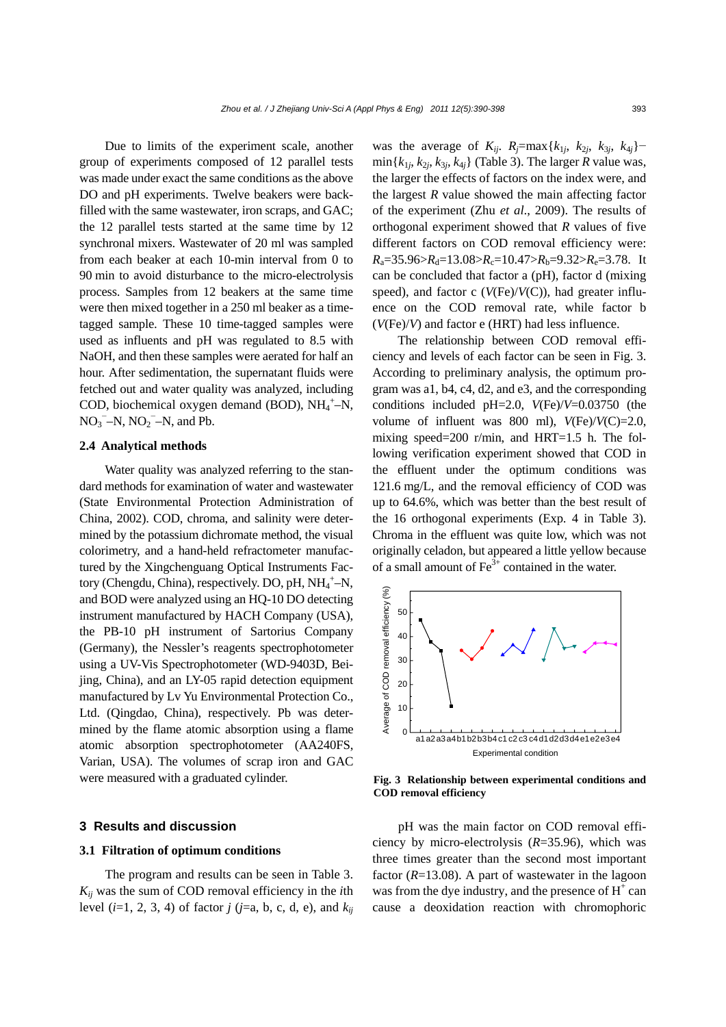Due to limits of the experiment scale, another group of experiments composed of 12 parallel tests was made under exact the same conditions as the above DO and pH experiments. Twelve beakers were backfilled with the same wastewater, iron scraps, and GAC; the 12 parallel tests started at the same time by 12 synchronal mixers. Wastewater of 20 ml was sampled from each beaker at each 10-min interval from 0 to 90 min to avoid disturbance to the micro-electrolysis process. Samples from 12 beakers at the same time were then mixed together in a 250 ml beaker as a time-tagged sample. These 10 time-tagged samples were used as influents and pH was regulated to 8.5 with NaOH, and then these samples were aerated for half an hour. After sedimentation, the supernatant fluids were fetched out and water quality was analyzed, including COD, biochemical oxygen demand (BOD), $NH_4^+$–N, $NO_3^-$–N, $NO_2^-$–N, and Pb.

### 2.4 Analytical methods

Water quality was analyzed referring to the standard methods for examination of water and wastewater (State Environmental Protection Administration of China, 2002). COD, chroma, and salinity were determined by the potassium dichromate method, the visual colorimetry, and a hand-held refractometer manufactured by the Xingchenguang Optical Instruments Factory (Chengdu, China), respectively. DO, pH, $NH_4^+$–N, and BOD were analyzed using an HQ-10 DO detecting instrument manufactured by HACH Company (USA), the PB-10 pH instrument of Sartorius Company (Germany), the Nessler's reagents spectrophotometer using a UV-Vis Spectrophotometer (WD-9403D, Beijing, China), and an LY-05 rapid detection equipment manufactured by Lv Yu Environmental Protection Co., Ltd. (Qingdao, China), respectively. Pb was determined by the flame atomic absorption using a flame atomic absorption spectrophotometer (AA240FS, Varian, USA). The volumes of scrap iron and GAC were measured with a graduated cylinder.

## 3 Results and discussion

### 3.1 Filtration of optimum conditions

The program and results can be seen in Table 3. $K_{ij}$ was the sum of COD removal efficiency in the $i$th level ($i$=1, 2, 3, 4) of factor $j$ ($j$=a, b, c, d, e), and $k_{ij}$ was the average of $K_{ij}$. $R_j=\max\{k_{1j}, k_{2j}, k_{3j}, k_{4j}\}-\min\{k_{1j}, k_{2j}, k_{3j}, k_{4j}\}$ (Table 3). The larger $R$ value was, the larger the effects of factors on the index were, and the largest $R$ value showed the main affecting factor of the experiment (Zhu *et al*., 2009). The results of orthogonal experiment showed that $R$ values of five different factors on COD removal efficiency were: $R_a=35.96>R_d=13.08>R_c=10.47>R_b=9.32>R_e=3.78$. It can be concluded that factor a (pH), factor d (mixing speed), and factor c ($V$(Fe)/$V$(C)), had greater influence on the COD removal rate, while factor b ($V$(Fe)/$V$) and factor e (HRT) had less influence.

The relationship between COD removal efficiency and levels of each factor can be seen in Fig. 3. According to preliminary analysis, the optimum program was a1, b4, c4, d2, and e3, and the corresponding conditions included pH=2.0, $V$(Fe)/$V$=0.03750 (the volume of influent was 800 ml), $V$(Fe)/$V$(C)=2.0, mixing speed=200 r/min, and HRT=1.5 h. The following verification experiment showed that COD in the effluent under the optimum conditions was 121.6 mg/L, and the removal efficiency of COD was up to 64.6%, which was better than the best result of the 16 orthogonal experiments (Exp. 4 in Table 3). Chroma in the effluent was quite low, which was not originally celadon, but appeared a little yellow because of a small amount of $Fe^{3+}$ contained in the water.

**Fig. 3 Relationship between experimental conditions and COD removal efficiency**

pH was the main factor on COD removal efficiency by micro-electrolysis ($R$=35.96), which was three times greater than the second most important factor ($R$=13.08). A part of wastewater in the lagoon was from the dye industry, and the presence of $H^+$ can cause a deoxidation reaction with chromophoric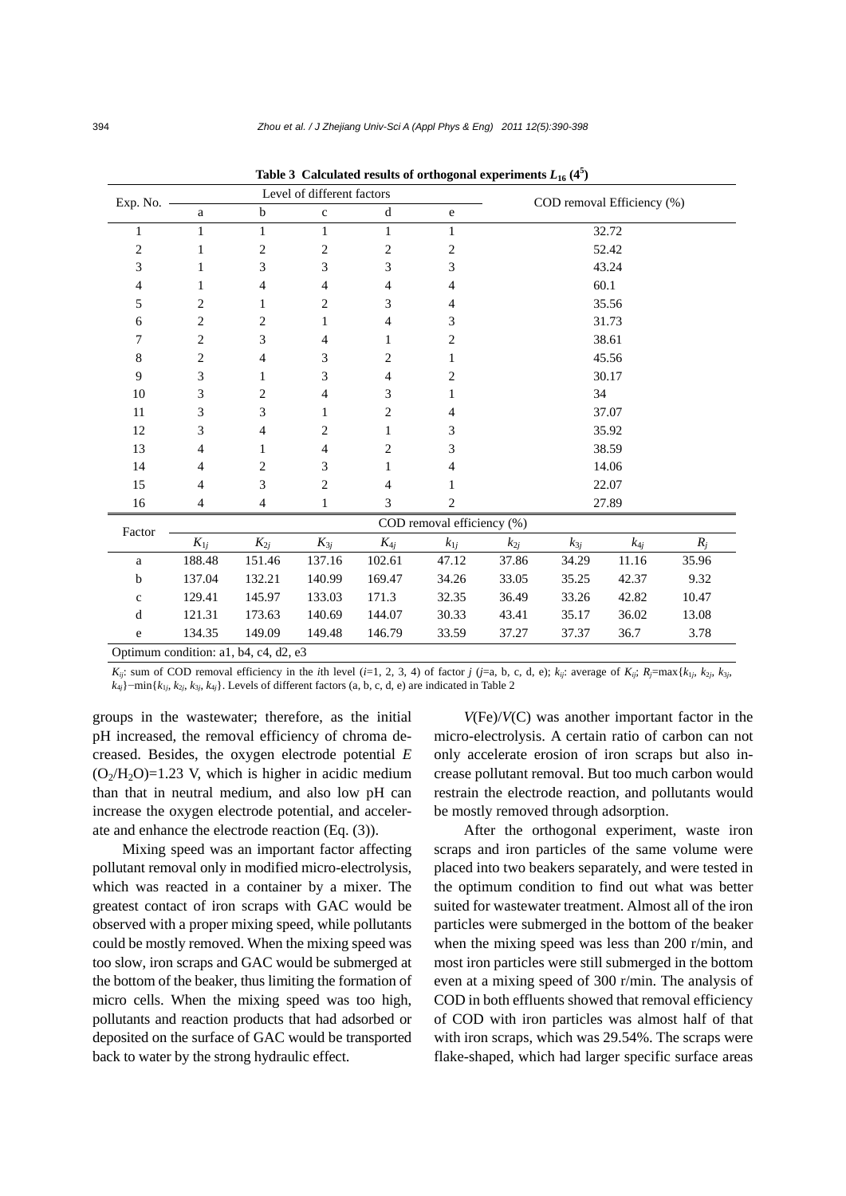**Table 3 Calculated results of orthogonal experiments $L_{16}$ ($4^5$)**

| Exp. No. | Level of different factors | | | | | COD removal Efficiency (%) |
|---|---|---|---|---|---|---|
| | a | b | c | d | e | |
| 1 | 1 | 1 | 1 | 1 | 1 | 32.72 |
| 2 | 1 | 2 | 2 | 2 | 2 | 52.42 |
| 3 | 1 | 3 | 3 | 3 | 3 | 43.24 |
| 4 | 1 | 4 | 4 | 4 | 4 | 60.1 |
| 5 | 2 | 1 | 2 | 3 | 4 | 35.56 |
| 6 | 2 | 2 | 1 | 4 | 3 | 31.73 |
| 7 | 2 | 3 | 4 | 1 | 2 | 38.61 |
| 8 | 2 | 4 | 3 | 2 | 1 | 45.56 |
| 9 | 3 | 1 | 3 | 4 | 2 | 30.17 |
| 10 | 3 | 2 | 4 | 3 | 1 | 34 |
| 11 | 3 | 3 | 1 | 2 | 4 | 37.07 |
| 12 | 3 | 4 | 2 | 1 | 3 | 35.92 |
| 13 | 4 | 1 | 4 | 2 | 3 | 38.59 |
| 14 | 4 | 2 | 3 | 1 | 4 | 14.06 |
| 15 | 4 | 3 | 2 | 4 | 1 | 22.07 |
| 16 | 4 | 4 | 1 | 3 | 2 | 27.89 |

| Factor | COD removal efficiency (%) | | | | | | | | |
|---|---|---|---|---|---|---|---|---|---|
| | $K_{1j}$ | $K_{2j}$ | $K_{3j}$ | $K_{4j}$ | $k_{1j}$ | $k_{2j}$ | $k_{3j}$ | $k_{4j}$ | $R_j$ |
| a | 188.48 | 151.46 | 137.16 | 102.61 | 47.12 | 37.86 | 34.29 | 11.16 | 35.96 |
| b | 137.04 | 132.21 | 140.99 | 169.47 | 34.26 | 33.05 | 35.25 | 42.37 | 9.32 |
| c | 129.41 | 145.97 | 133.03 | 171.3 | 32.35 | 36.49 | 33.26 | 42.82 | 10.47 |
| d | 121.31 | 173.63 | 140.69 | 144.07 | 30.33 | 43.41 | 35.17 | 36.02 | 13.08 |
| e | 134.35 | 149.09 | 149.48 | 146.79 | 33.59 | 37.27 | 37.37 | 36.7 | 3.78 |
| Optimum condition: a1, b4, c4, d2, e3 | | | | | | | | | |

$K_{ij}$: sum of COD removal efficiency in the $i$th level ($i$=1, 2, 3, 4) of factor $j$ ($j$=a, b, c, d, e); $k_{ij}$: average of $K_{ij}$; $R_j$=max{$k_{1j}$, $k_{2j}$, $k_{3j}$, $k_{4j}$}−min{$k_{1j}$, $k_{2j}$, $k_{3j}$, $k_{4j}$}. Levels of different factors (a, b, c, d, e) are indicated in Table 2

groups in the wastewater; therefore, as the initial pH increased, the removal efficiency of chroma decreased. Besides, the oxygen electrode potential $E$ ($O_2/H_2O$)=1.23 V, which is higher in acidic medium than that in neutral medium, and also low pH can increase the oxygen electrode potential, and accelerate and enhance the electrode reaction (Eq. (3)).

Mixing speed was an important factor affecting pollutant removal only in modified micro-electrolysis, which was reacted in a container by a mixer. The greatest contact of iron scraps with GAC would be observed with a proper mixing speed, while pollutants could be mostly removed. When the mixing speed was too slow, iron scraps and GAC would be submerged at the bottom of the beaker, thus limiting the formation of micro cells. When the mixing speed was too high, pollutants and reaction products that had adsorbed or deposited on the surface of GAC would be transported back to water by the strong hydraulic effect.

$V$(Fe)/$V$(C) was another important factor in the micro-electrolysis. A certain ratio of carbon can not only accelerate erosion of iron scraps but also increase pollutant removal. But too much carbon would restrain the electrode reaction, and pollutants would be mostly removed through adsorption.

After the orthogonal experiment, waste iron scraps and iron particles of the same volume were placed into two beakers separately, and were tested in the optimum condition to find out what was better suited for wastewater treatment. Almost all of the iron particles were submerged in the bottom of the beaker when the mixing speed was less than 200 r/min, and most iron particles were still submerged in the bottom even at a mixing speed of 300 r/min. The analysis of COD in both effluents showed that removal efficiency of COD with iron particles was almost half of that with iron scraps, which was 29.54%. The scraps were flake-shaped, which had larger specific surface areas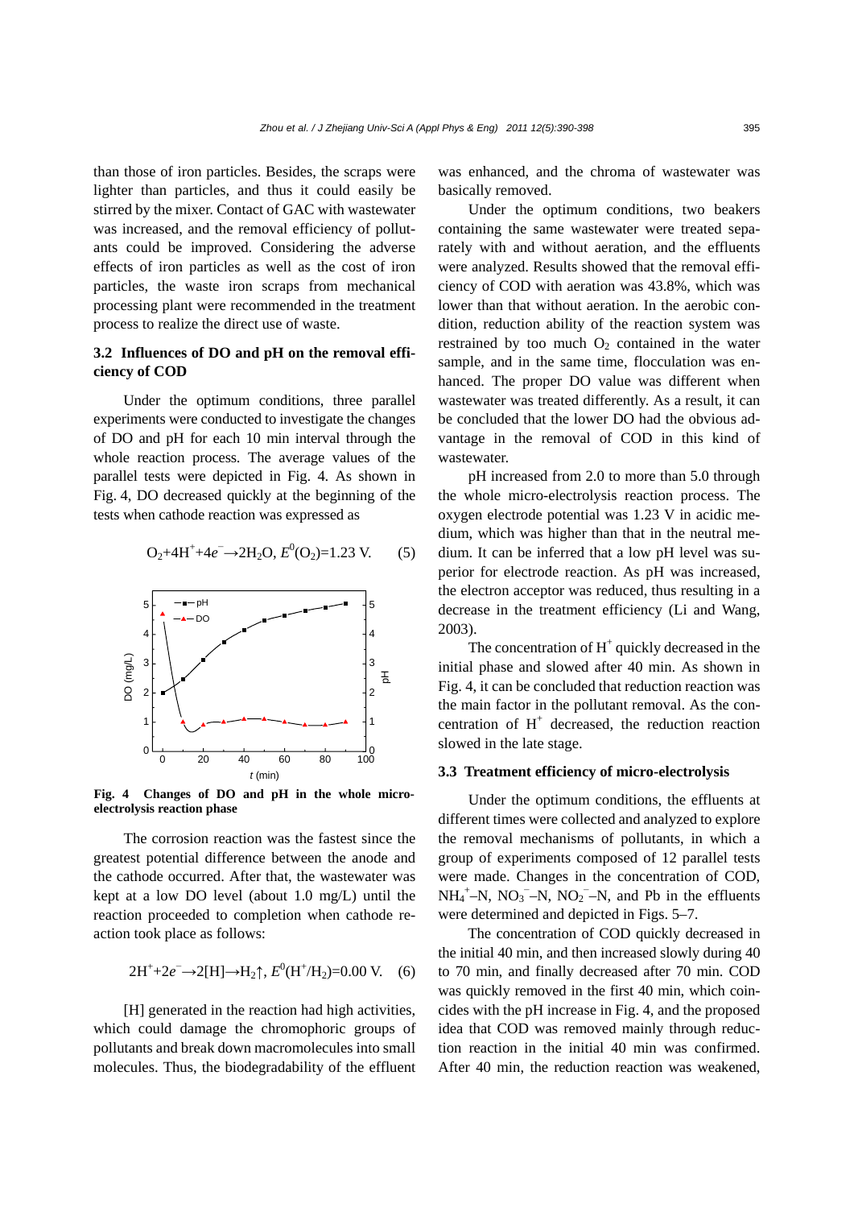than those of iron particles. Besides, the scraps were lighter than particles, and thus it could easily be stirred by the mixer. Contact of GAC with wastewater was increased, and the removal efficiency of pollutants could be improved. Considering the adverse effects of iron particles as well as the cost of iron particles, the waste iron scraps from mechanical processing plant were recommended in the treatment process to realize the direct use of waste.

### 3.2 Influences of DO and pH on the removal efficiency of COD

Under the optimum conditions, three parallel experiments were conducted to investigate the changes of DO and pH for each 10 min interval through the whole reaction process. The average values of the parallel tests were depicted in Fig. 4. As shown in Fig. 4, DO decreased quickly at the beginning of the tests when cathode reaction was expressed as

$$O_2+4H^++4e^-\rightarrow 2H_2O,\ E^0(O_2)=1.23\ \text{V}. \quad (5)$$

**Fig. 4 Changes of DO and pH in the whole micro-electrolysis reaction phase**

The corrosion reaction was the fastest since the greatest potential difference between the anode and the cathode occurred. After that, the wastewater was kept at a low DO level (about 1.0 mg/L) until the reaction proceeded to completion when cathode reaction took place as follows:

$$2H^++2e^-\rightarrow 2[H]\rightarrow H_2\uparrow,\ E^0(H^+/H_2)=0.00\ \text{V}. \quad (6)$$

[H] generated in the reaction had high activities, which could damage the chromophoric groups of pollutants and break down macromolecules into small molecules. Thus, the biodegradability of the effluent was enhanced, and the chroma of wastewater was basically removed.

Under the optimum conditions, two beakers containing the same wastewater were treated separately with and without aeration, and the effluents were analyzed. Results showed that the removal efficiency of COD with aeration was 43.8%, which was lower than that without aeration. In the aerobic condition, reduction ability of the reaction system was restrained by too much $O_2$ contained in the water sample, and in the same time, flocculation was enhanced. The proper DO value was different when wastewater was treated differently. As a result, it can be concluded that the lower DO had the obvious advantage in the removal of COD in this kind of wastewater.

pH increased from 2.0 to more than 5.0 through the whole micro-electrolysis reaction process. The oxygen electrode potential was 1.23 V in acidic medium, which was higher than that in the neutral medium. It can be inferred that a low pH level was superior for electrode reaction. As pH was increased, the electron acceptor was reduced, thus resulting in a decrease in the treatment efficiency (Li and Wang, 2003).

The concentration of $H^+$ quickly decreased in the initial phase and slowed after 40 min. As shown in Fig. 4, it can be concluded that reduction reaction was the main factor in the pollutant removal. As the concentration of $H^+$ decreased, the reduction reaction slowed in the late stage.

### 3.3 Treatment efficiency of micro-electrolysis

Under the optimum conditions, the effluents at different times were collected and analyzed to explore the removal mechanisms of pollutants, in which a group of experiments composed of 12 parallel tests were made. Changes in the concentration of COD, $NH_4^+$–N, $NO_3^-$–N, $NO_2^-$–N, and Pb in the effluents were determined and depicted in Figs. 5–7.

The concentration of COD quickly decreased in the initial 40 min, and then increased slowly during 40 to 70 min, and finally decreased after 70 min. COD was quickly removed in the first 40 min, which coincides with the pH increase in Fig. 4, and the proposed idea that COD was removed mainly through reduction reaction in the initial 40 min was confirmed. After 40 min, the reduction reaction was weakened,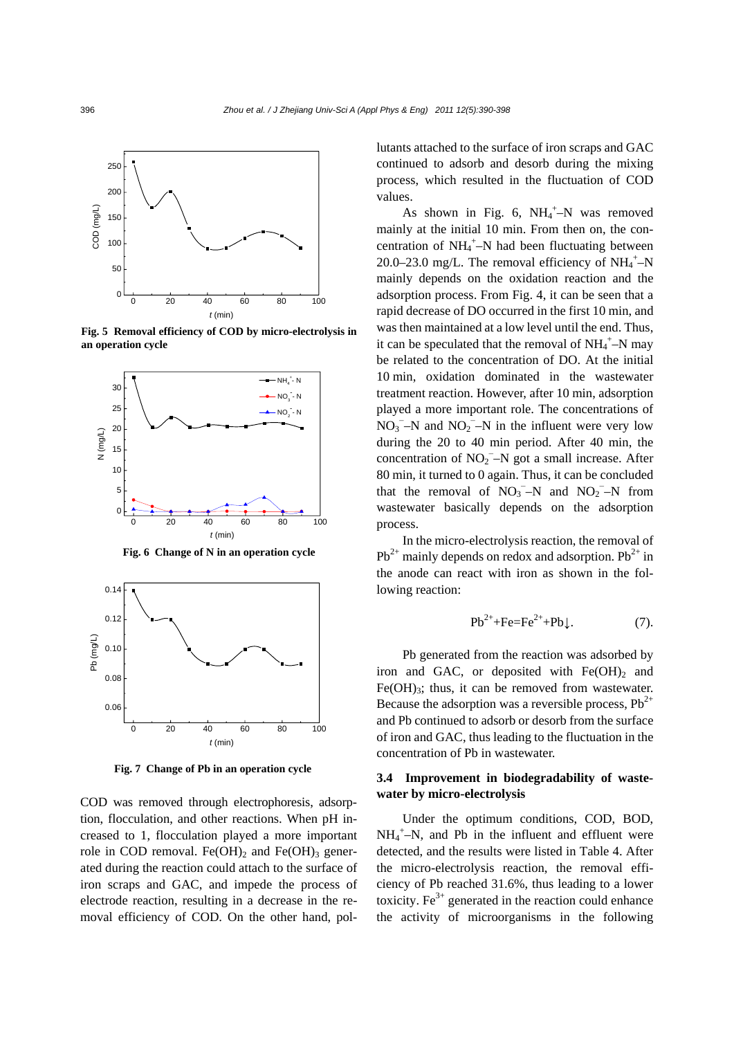Fig. 5  Removal efficiency of COD by micro-electrolysis in an operation cycle

Fig. 6  Change of N in an operation cycle

Fig. 7  Change of Pb in an operation cycle

COD was removed through electrophoresis, adsorption, flocculation, and other reactions. When pH increased to 1, flocculation played a more important role in COD removal. $Fe(OH)_2$ and $Fe(OH)_3$ generated during the reaction could attach to the surface of iron scraps and GAC, and impede the process of electrode reaction, resulting in a decrease in the removal efficiency of COD. On the other hand, pollutants attached to the surface of iron scraps and GAC continued to adsorb and desorb during the mixing process, which resulted in the fluctuation of COD values.

As shown in Fig. 6, $NH_4^+$–N was removed mainly at the initial 10 min. From then on, the concentration of $NH_4^+$–N had been fluctuating between 20.0–23.0 mg/L. The removal efficiency of $NH_4^+$–N mainly depends on the oxidation reaction and the adsorption process. From Fig. 4, it can be seen that a rapid decrease of DO occurred in the first 10 min, and was then maintained at a low level until the end. Thus, it can be speculated that the removal of $NH_4^+$–N may be related to the concentration of DO. At the initial 10 min, oxidation dominated in the wastewater treatment reaction. However, after 10 min, adsorption played a more important role. The concentrations of $NO_3^-$–N and $NO_2^-$–N in the influent were very low during the 20 to 40 min period. After 40 min, the concentration of $NO_2^-$–N got a small increase. After 80 min, it turned to 0 again. Thus, it can be concluded that the removal of $NO_3^-$–N and $NO_2^-$–N from wastewater basically depends on the adsorption process.

In the micro-electrolysis reaction, the removal of $Pb^{2+}$ mainly depends on redox and adsorption. $Pb^{2+}$ in the anode can react with iron as shown in the following reaction:

$$Pb^{2+}+Fe=Fe^{2+}+Pb\downarrow. \tag{7}$$

Pb generated from the reaction was adsorbed by iron and GAC, or deposited with $Fe(OH)_2$ and $Fe(OH)_3$; thus, it can be removed from wastewater. Because the adsorption was a reversible process, $Pb^{2+}$ and Pb continued to adsorb or desorb from the surface of iron and GAC, thus leading to the fluctuation in the concentration of Pb in wastewater.

### 3.4  Improvement in biodegradability of wastewater by micro-electrolysis

Under the optimum conditions, COD, BOD, $NH_4^+$–N, and Pb in the influent and effluent were detected, and the results were listed in Table 4. After the micro-electrolysis reaction, the removal efficiency of Pb reached 31.6%, thus leading to a lower toxicity. $Fe^{3+}$ generated in the reaction could enhance the activity of microorganisms in the following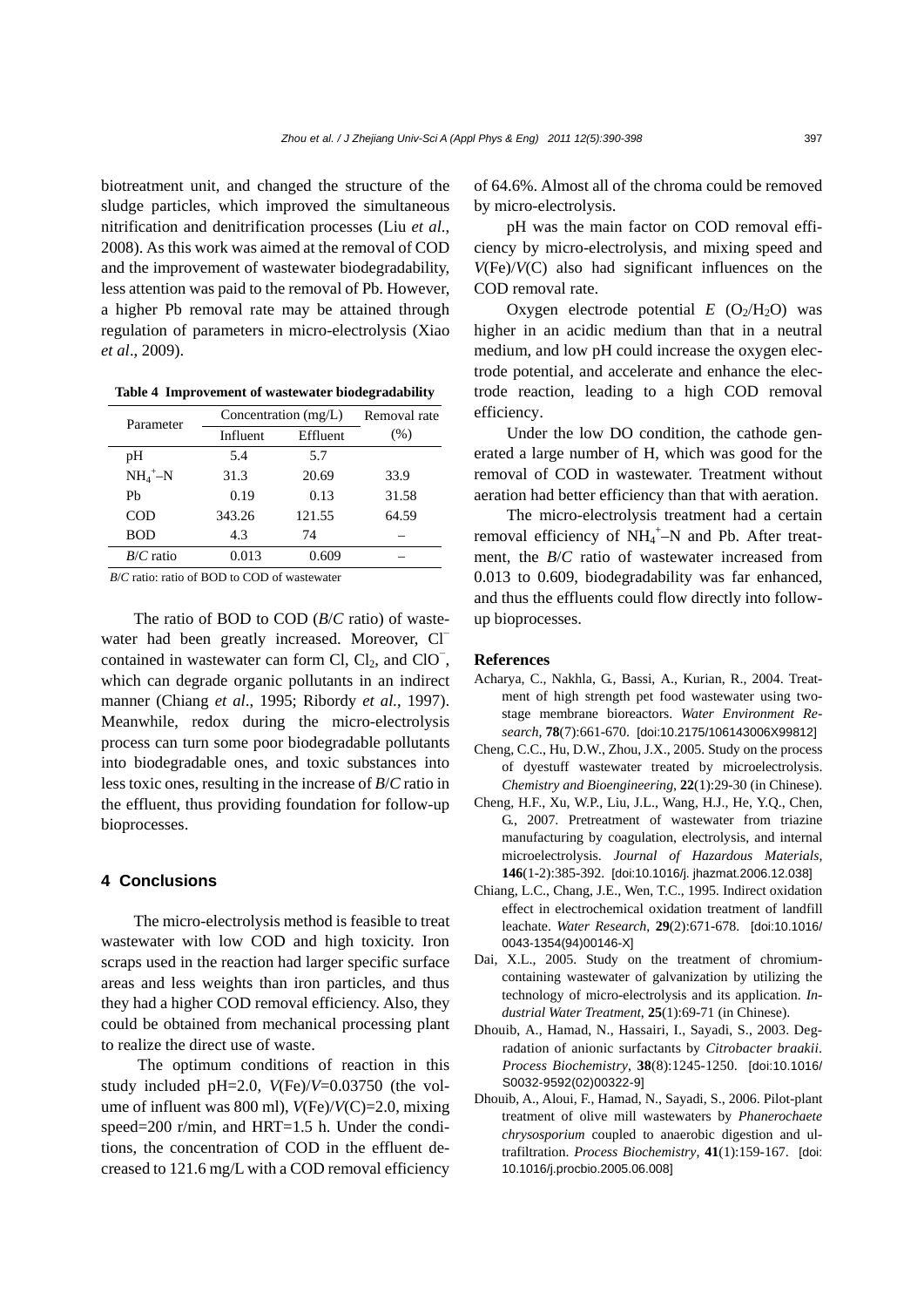biotreatment unit, and changed the structure of the sludge particles, which improved the simultaneous nitrification and denitrification processes (Liu *et al*., 2008). As this work was aimed at the removal of COD and the improvement of wastewater biodegradability, less attention was paid to the removal of Pb. However, a higher Pb removal rate may be attained through regulation of parameters in micro-electrolysis (Xiao *et al*., 2009).

**Table 4 Improvement of wastewater biodegradability**

| Parameter | Concentration (mg/L) | | Removal rate |
|---|---|---|---|
| | Influent | Effluent | (%) |
| pH | 5.4 | 5.7 | |
| $NH_4^+$–N | 31.3 | 20.69 | 33.9 |
| Pb | 0.19 | 0.13 | 31.58 |
| COD | 343.26 | 121.55 | 64.59 |
| BOD | 4.3 | 74 | – |
| *B*/*C* ratio | 0.013 | 0.609 | – |

*B*/*C* ratio: ratio of BOD to COD of wastewater

The ratio of BOD to COD (*B*/*C* ratio) of wastewater had been greatly increased. Moreover, $Cl^-$ contained in wastewater can form Cl, $Cl_2$, and $ClO^-$, which can degrade organic pollutants in an indirect manner (Chiang *et al*., 1995; Ribordy *et al*., 1997). Meanwhile, redox during the micro-electrolysis process can turn some poor biodegradable pollutants into biodegradable ones, and toxic substances into less toxic ones, resulting in the increase of *B*/*C* ratio in the effluent, thus providing foundation for follow-up bioprocesses.

## 4 Conclusions

The micro-electrolysis method is feasible to treat wastewater with low COD and high toxicity. Iron scraps used in the reaction had larger specific surface areas and less weights than iron particles, and thus they had a higher COD removal efficiency. Also, they could be obtained from mechanical processing plant to realize the direct use of waste.

The optimum conditions of reaction in this study included pH=2.0, $V$(Fe)/$V$=0.03750 (the volume of influent was 800 ml), $V$(Fe)/$V$(C)=2.0, mixing speed=200 r/min, and HRT=1.5 h. Under the conditions, the concentration of COD in the effluent decreased to 121.6 mg/L with a COD removal efficiency of 64.6%. Almost all of the chroma could be removed by micro-electrolysis.

pH was the main factor on COD removal efficiency by micro-electrolysis, and mixing speed and $V$(Fe)/$V$(C) also had significant influences on the COD removal rate.

Oxygen electrode potential $E$ ($O_2$/$H_2O$) was higher in an acidic medium than that in a neutral medium, and low pH could increase the oxygen electrode potential, and accelerate and enhance the electrode reaction, leading to a high COD removal efficiency.

Under the low DO condition, the cathode generated a large number of H, which was good for the removal of COD in wastewater. Treatment without aeration had better efficiency than that with aeration.

The micro-electrolysis treatment had a certain removal efficiency of $NH_4^+$–N and Pb. After treatment, the *B*/*C* ratio of wastewater increased from 0.013 to 0.609, biodegradability was far enhanced, and thus the effluents could flow directly into follow-up bioprocesses.

## References

Acharya, C., Nakhla, G., Bassi, A., Kurian, R., 2004. Treatment of high strength pet food wastewater using two-stage membrane bioreactors. *Water Environment Research*, **78**(7):661-670. [doi:10.2175/106143006X99812]

Cheng, C.C., Hu, D.W., Zhou, J.X., 2005. Study on the process of dyestuff wastewater treated by microelectrolysis. *Chemistry and Bioengineering*, **22**(1):29-30 (in Chinese).

Cheng, H.F., Xu, W.P., Liu, J.L., Wang, H.J., He, Y.Q., Chen, G., 2007. Pretreatment of wastewater from triazine manufacturing by coagulation, electrolysis, and internal microelectrolysis. *Journal of Hazardous Materials*, **146**(1-2):385-392. [doi:10.1016/j. jhazmat.2006.12.038]

Chiang, L.C., Chang, J.E., Wen, T.C., 1995. Indirect oxidation effect in electrochemical oxidation treatment of landfill leachate. *Water Research*, **29**(2):671-678. [doi:10.1016/ 0043-1354(94)00146-X]

Dai, X.L., 2005. Study on the treatment of chromium-containing wastewater of galvanization by utilizing the technology of micro-electrolysis and its application. *Industrial Water Treatment*, **25**(1):69-71 (in Chinese).

Dhouib, A., Hamad, N., Hassairi, I., Sayadi, S., 2003. Degradation of anionic surfactants by *Citrobacter braakii*. *Process Biochemistry*, **38**(8):1245-1250. [doi:10.1016/ S0032-9592(02)00322-9]

Dhouib, A., Aloui, F., Hamad, N., Sayadi, S., 2006. Pilot-plant treatment of olive mill wastewaters by *Phanerochaete chrysosporium* coupled to anaerobic digestion and ultrafiltration. *Process Biochemistry*, **41**(1):159-167. [doi: 10.1016/j.procbio.2005.06.008]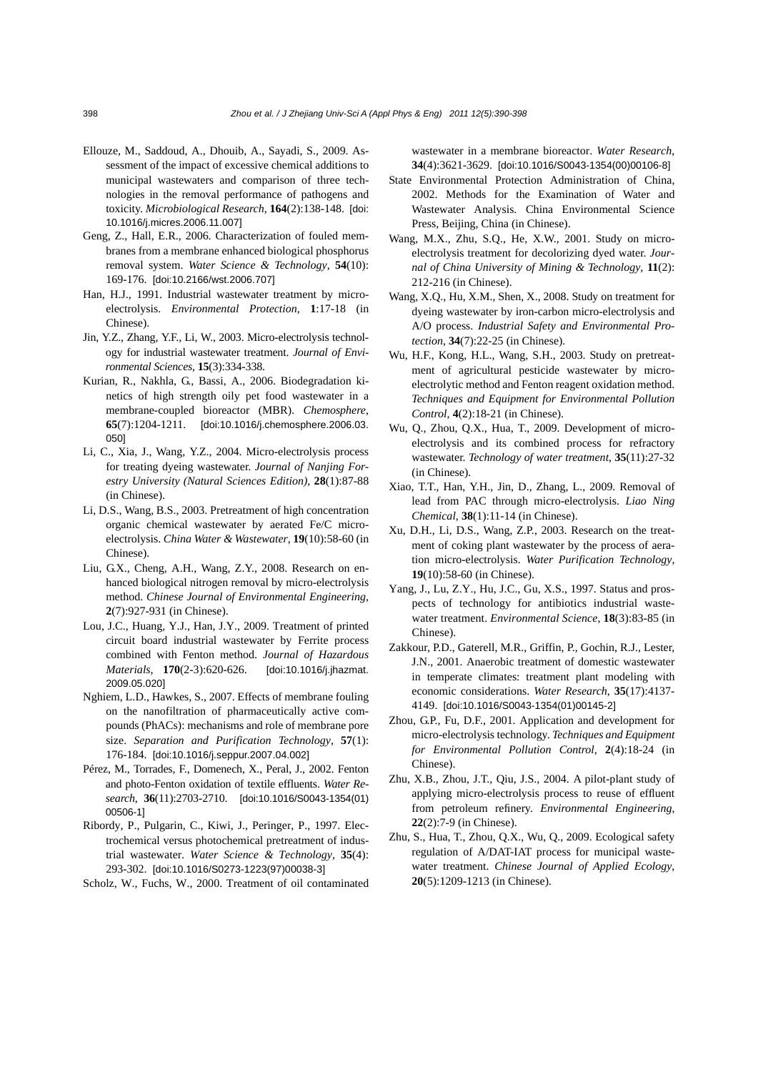Ellouze, M., Saddoud, A., Dhouib, A., Sayadi, S., 2009. Assessment of the impact of excessive chemical additions to municipal wastewaters and comparison of three technologies in the removal performance of pathogens and toxicity. *Microbiological Research*, **164**(2):138-148. [doi:10.1016/j.micres.2006.11.007]

Geng, Z., Hall, E.R., 2006. Characterization of fouled membranes from a membrane enhanced biological phosphorus removal system. *Water Science & Technology*, **54**(10):169-176. [doi:10.2166/wst.2006.707]

Han, H.J., 1991. Industrial wastewater treatment by micro-electrolysis. *Environmental Protection*, **1**:17-18 (in Chinese).

Jin, Y.Z., Zhang, Y.F., Li, W., 2003. Micro-electrolysis technology for industrial wastewater treatment. *Journal of Environmental Sciences*, **15**(3):334-338.

Kurian, R., Nakhla, G., Bassi, A., 2006. Biodegradation kinetics of high strength oily pet food wastewater in a membrane-coupled bioreactor (MBR). *Chemosphere*, **65**(7):1204-1211. [doi:10.1016/j.chemosphere.2006.03.050]

Li, C., Xia, J., Wang, Y.Z., 2004. Micro-electrolysis process for treating dyeing wastewater. *Journal of Nanjing Forestry University (Natural Sciences Edition)*, **28**(1):87-88 (in Chinese).

Li, D.S., Wang, B.S., 2003. Pretreatment of high concentration organic chemical wastewater by aerated Fe/C micro-electrolysis. *China Water & Wastewater*, **19**(10):58-60 (in Chinese).

Liu, G.X., Cheng, A.H., Wang, Z.Y., 2008. Research on enhanced biological nitrogen removal by micro-electrolysis method. *Chinese Journal of Environmental Engineering*, **2**(7):927-931 (in Chinese).

Lou, J.C., Huang, Y.J., Han, J.Y., 2009. Treatment of printed circuit board industrial wastewater by Ferrite process combined with Fenton method. *Journal of Hazardous Materials*, **170**(2-3):620-626. [doi:10.1016/j.jhazmat.2009.05.020]

Nghiem, L.D., Hawkes, S., 2007. Effects of membrane fouling on the nanofiltration of pharmaceutically active compounds (PhACs): mechanisms and role of membrane pore size. *Separation and Purification Technology*, **57**(1):176-184. [doi:10.1016/j.seppur.2007.04.002]

Pérez, M., Torrades, F., Domenech, X., Peral, J., 2002. Fenton and photo-Fenton oxidation of textile effluents. *Water Research*, **36**(11):2703-2710. [doi:10.1016/S0043-1354(01)00506-1]

Ribordy, P., Pulgarin, C., Kiwi, J., Peringer, P., 1997. Electrochemical versus photochemical pretreatment of industrial wastewater. *Water Science & Technology*, **35**(4):293-302. [doi:10.1016/S0273-1223(97)00038-3]

Scholz, W., Fuchs, W., 2000. Treatment of oil contaminated wastewater in a membrane bioreactor. *Water Research*, **34**(4):3621-3629. [doi:10.1016/S0043-1354(00)00106-8]

State Environmental Protection Administration of China, 2002. Methods for the Examination of Water and Wastewater Analysis. China Environmental Science Press, Beijing, China (in Chinese).

Wang, M.X., Zhu, S.Q., He, X.W., 2001. Study on micro-electrolysis treatment for decolorizing dyed water. *Journal of China University of Mining & Technology*, **11**(2):212-216 (in Chinese).

Wang, X.Q., Hu, X.M., Shen, X., 2008. Study on treatment for dyeing wastewater by iron-carbon micro-electrolysis and A/O process. *Industrial Safety and Environmental Protection*, **34**(7):22-25 (in Chinese).

Wu, H.F., Kong, H.L., Wang, S.H., 2003. Study on pretreatment of agricultural pesticide wastewater by micro-electrolytic method and Fenton reagent oxidation method. *Techniques and Equipment for Environmental Pollution Control*, **4**(2):18-21 (in Chinese).

Wu, Q., Zhou, Q.X., Hua, T., 2009. Development of micro-electrolysis and its combined process for refractory wastewater. *Technology of water treatment*, **35**(11):27-32 (in Chinese).

Xiao, T.T., Han, Y.H., Jin, D., Zhang, L., 2009. Removal of lead from PAC through micro-electrolysis. *Liao Ning Chemical*, **38**(1):11-14 (in Chinese).

Xu, D.H., Li, D.S., Wang, Z.P., 2003. Research on the treatment of coking plant wastewater by the process of aeration micro-electrolysis. *Water Purification Technology*, **19**(10):58-60 (in Chinese).

Yang, J., Lu, Z.Y., Hu, J.C., Gu, X.S., 1997. Status and prospects of technology for antibiotics industrial wastewater treatment. *Environmental Science*, **18**(3):83-85 (in Chinese).

Zakkour, P.D., Gaterell, M.R., Griffin, P., Gochin, R.J., Lester, J.N., 2001. Anaerobic treatment of domestic wastewater in temperate climates: treatment plant modeling with economic considerations. *Water Research*, **35**(17):4137-4149. [doi:10.1016/S0043-1354(01)00145-2]

Zhou, G.P., Fu, D.F., 2001. Application and development for micro-electrolysis technology. *Techniques and Equipment for Environmental Pollution Control*, **2**(4):18-24 (in Chinese).

Zhu, X.B., Zhou, J.T., Qiu, J.S., 2004. A pilot-plant study of applying micro-electrolysis process to reuse of effluent from petroleum refinery. *Environmental Engineering*, **22**(2):7-9 (in Chinese).

Zhu, S., Hua, T., Zhou, Q.X., Wu, Q., 2009. Ecological safety regulation of A/DAT-IAT process for municipal wastewater treatment. *Chinese Journal of Applied Ecology*, **20**(5):1209-1213 (in Chinese).